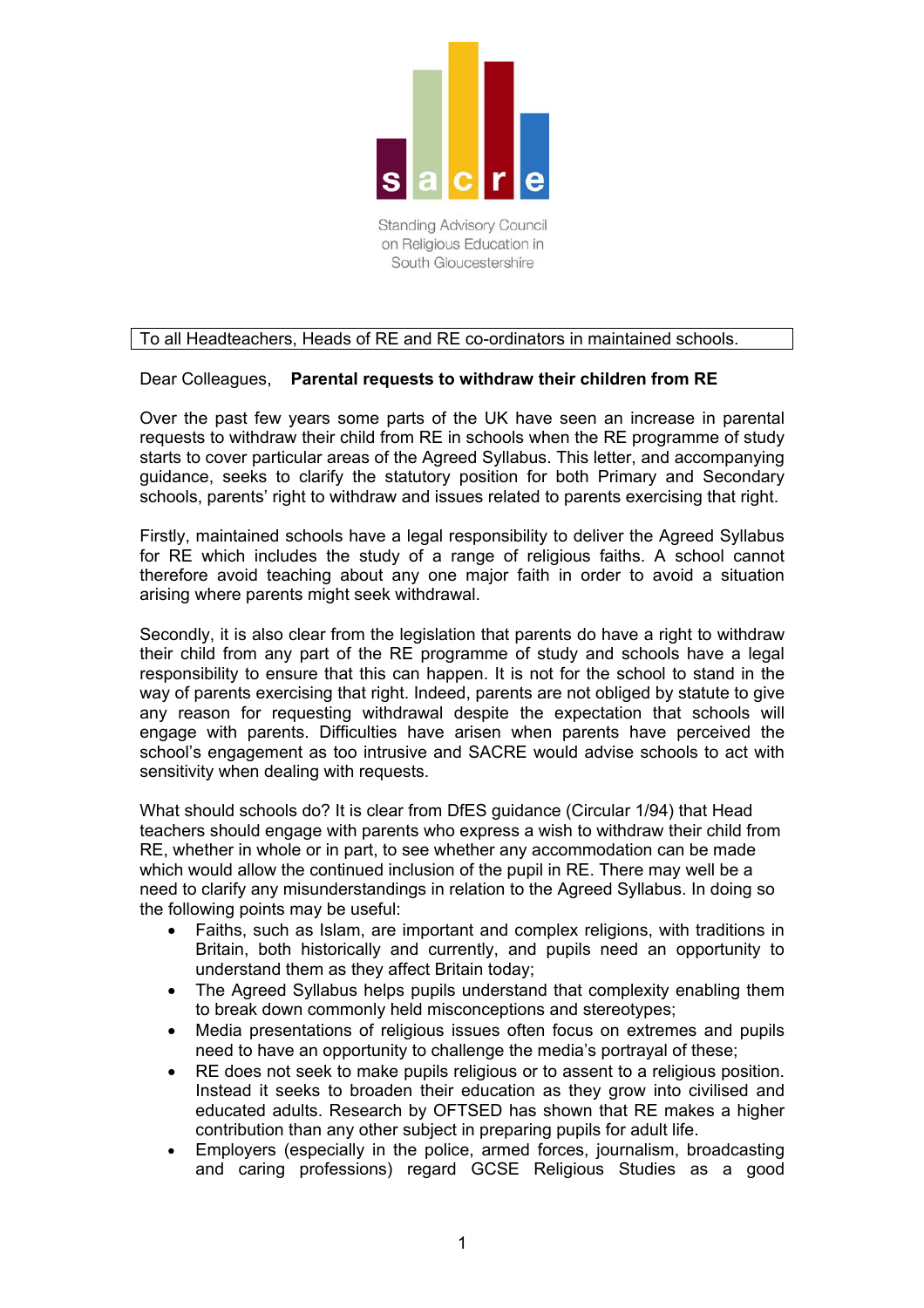s a c r e

Standing Advisory Council on Religious Education in South Gloucestershire

To all Headteachers, Heads of RE and RE co-ordinators in maintained schools.

Dear Colleagues, **Parental requests to withdraw their children from RE**

Over the past few years some parts of the UK have seen an increase in parental requests to withdraw their child from RE in schools when the RE programme of study starts to cover particular areas of the Agreed Syllabus. This letter, and accompanying guidance, seeks to clarify the statutory position for both Primary and Secondary schools, parents' right to withdraw and issues related to parents exercising that right.

Firstly, maintained schools have a legal responsibility to deliver the Agreed Syllabus for RE which includes the study of a range of religious faiths. A school cannot therefore avoid teaching about any one major faith in order to avoid a situation arising where parents might seek withdrawal.

Secondly, it is also clear from the legislation that parents do have a right to withdraw their child from any part of the RE programme of study and schools have a legal responsibility to ensure that this can happen. It is not for the school to stand in the way of parents exercising that right. Indeed, parents are not obliged by statute to give any reason for requesting withdrawal despite the expectation that schools will engage with parents. Difficulties have arisen when parents have perceived the school's engagement as too intrusive and SACRE would advise schools to act with sensitivity when dealing with requests.

What should schools do? It is clear from DfES guidance (Circular 1/94) that Head teachers should engage with parents who express a wish to withdraw their child from RE, whether in whole or in part, to see whether any accommodation can be made which would allow the continued inclusion of the pupil in RE. There may well be a need to clarify any misunderstandings in relation to the Agreed Syllabus. In doing so the following points may be useful:

- Faiths, such as Islam, are important and complex religions, with traditions in Britain, both historically and currently, and pupils need an opportunity to understand them as they affect Britain today;
- The Agreed Syllabus helps pupils understand that complexity enabling them to break down commonly held misconceptions and stereotypes;
- Media presentations of religious issues often focus on extremes and pupils need to have an opportunity to challenge the media's portrayal of these;
- RE does not seek to make pupils religious or to assent to a religious position. Instead it seeks to broaden their education as they grow into civilised and educated adults. Research by OFTSED has shown that RE makes a higher contribution than any other subject in preparing pupils for adult life.
- Employers (especially in the police, armed forces, journalism, broadcasting and caring professions) regard GCSE Religious Studies as a good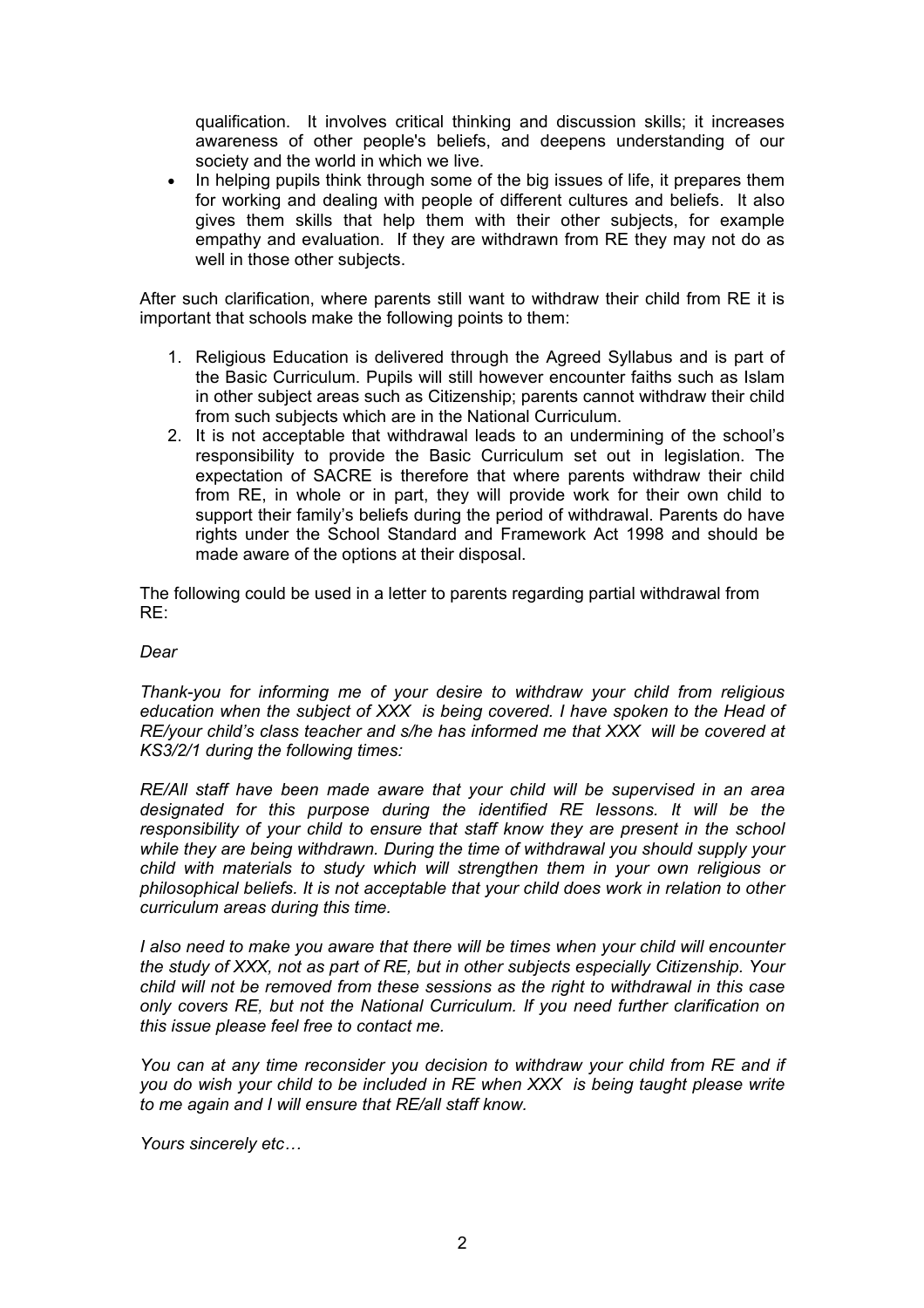qualification. It involves critical thinking and discussion skills; it increases awareness of other people's beliefs, and deepens understanding of our society and the world in which we live.

- In helping pupils think through some of the big issues of life, it prepares them for working and dealing with people of different cultures and beliefs. It also gives them skills that help them with their other subjects, for example empathy and evaluation. If they are withdrawn from RE they may not do as well in those other subjects.

After such clarification, where parents still want to withdraw their child from RE it is important that schools make the following points to them:

1. Religious Education is delivered through the Agreed Syllabus and is part of the Basic Curriculum. Pupils will still however encounter faiths such as Islam in other subject areas such as Citizenship; parents cannot withdraw their child from such subjects which are in the National Curriculum.
2. It is not acceptable that withdrawal leads to an undermining of the school's responsibility to provide the Basic Curriculum set out in legislation. The expectation of SACRE is therefore that where parents withdraw their child from RE, in whole or in part, they will provide work for their own child to support their family's beliefs during the period of withdrawal. Parents do have rights under the School Standard and Framework Act 1998 and should be made aware of the options at their disposal.

The following could be used in a letter to parents regarding partial withdrawal from RE:

*Dear*

*Thank-you for informing me of your desire to withdraw your child from religious education when the subject of XXX is being covered. I have spoken to the Head of RE/your child's class teacher and s/he has informed me that XXX will be covered at KS3/2/1 during the following times:*

*RE/All staff have been made aware that your child will be supervised in an area designated for this purpose during the identified RE lessons. It will be the responsibility of your child to ensure that staff know they are present in the school while they are being withdrawn. During the time of withdrawal you should supply your child with materials to study which will strengthen them in your own religious or philosophical beliefs. It is not acceptable that your child does work in relation to other curriculum areas during this time.*

*I also need to make you aware that there will be times when your child will encounter the study of XXX, not as part of RE, but in other subjects especially Citizenship. Your child will not be removed from these sessions as the right to withdrawal in this case only covers RE, but not the National Curriculum. If you need further clarification on this issue please feel free to contact me.*

*You can at any time reconsider you decision to withdraw your child from RE and if you do wish your child to be included in RE when XXX is being taught please write to me again and I will ensure that RE/all staff know.*

*Yours sincerely etc…*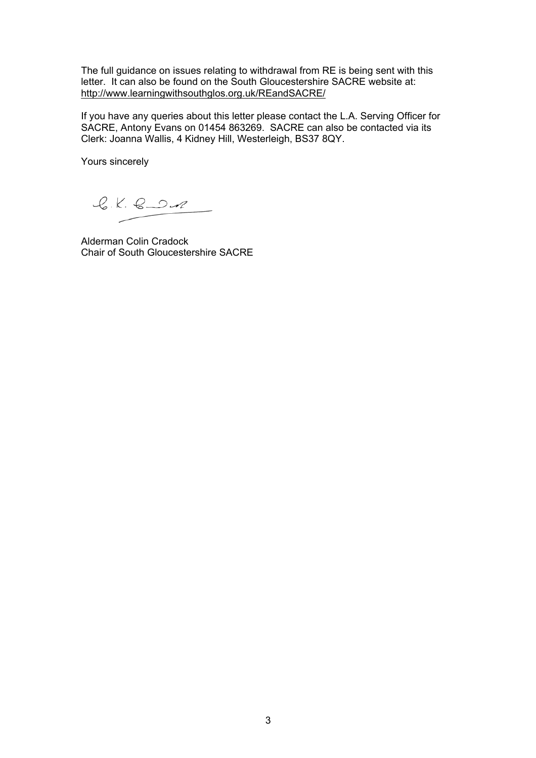The full guidance on issues relating to withdrawal from RE is being sent with this letter. It can also be found on the South Gloucestershire SACRE website at: http://www.learningwithsouthglos.org.uk/REandSACRE/

If you have any queries about this letter please contact the L.A. Serving Officer for SACRE, Antony Evans on 01454 863269. SACRE can also be contacted via its Clerk: Joanna Wallis, 4 Kidney Hill, Westerleigh, BS37 8QY.

Yours sincerely

Alderman Colin Cradock
Chair of South Gloucestershire SACRE